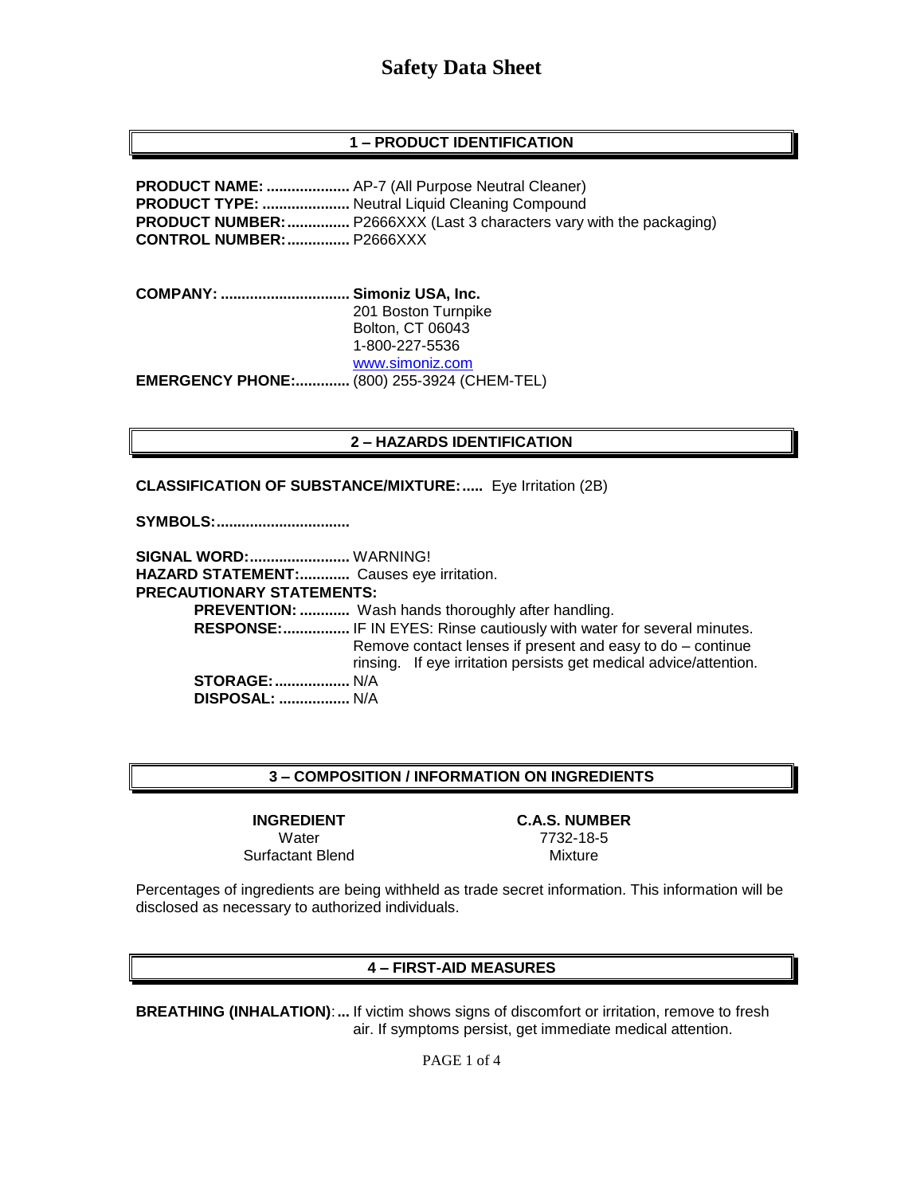# Safety Data Sheet

## 1 – PRODUCT IDENTIFICATION

**PRODUCT NAME: ....................** AP-7 (All Purpose Neutral Cleaner)
**PRODUCT TYPE: .....................** Neutral Liquid Cleaning Compound
**PRODUCT NUMBER:...............** P2666XXX (Last 3 characters vary with the packaging)
**CONTROL NUMBER:...............** P2666XXX

**COMPANY: ...............................** **Simoniz USA, Inc.**
201 Boston Turnpike
Bolton, CT 06043
1-800-227-5536
www.simoniz.com
**EMERGENCY PHONE:.............** (800) 255-3924 (CHEM-TEL)

## 2 – HAZARDS IDENTIFICATION

**CLASSIFICATION OF SUBSTANCE/MIXTURE:.....** Eye Irritation (2B)

**SYMBOLS:................................**

**SIGNAL WORD:........................** WARNING!
**HAZARD STATEMENT:............** Causes eye irritation.
**PRECAUTIONARY STATEMENTS:**

- **PREVENTION: ............** Wash hands thoroughly after handling.
- **RESPONSE:................** IF IN EYES: Rinse cautiously with water for several minutes. Remove contact lenses if present and easy to do – continue rinsing. If eye irritation persists get medical advice/attention.
- **STORAGE:..................** N/A
- **DISPOSAL: .................** N/A

## 3 – COMPOSITION / INFORMATION ON INGREDIENTS

| INGREDIENT | C.A.S. NUMBER |
|---|---|
| Water | 7732-18-5 |
| Surfactant Blend | Mixture |

Percentages of ingredients are being withheld as trade secret information. This information will be disclosed as necessary to authorized individuals.

## 4 – FIRST-AID MEASURES

**BREATHING (INHALATION):...** If victim shows signs of discomfort or irritation, remove to fresh air. If symptoms persist, get immediate medical attention.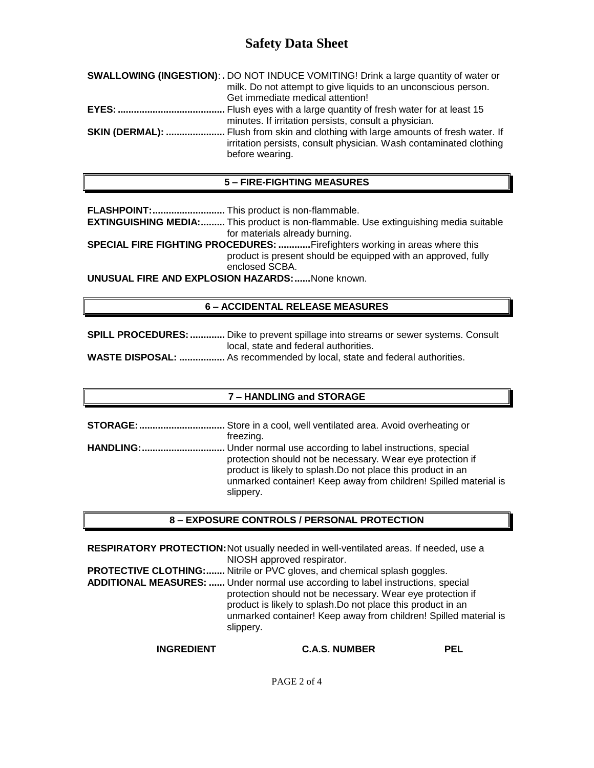**SWALLOWING (INGESTION)**: **.** DO NOT INDUCE VOMITING! Drink a large quantity of water or milk. Do not attempt to give liquids to an unconscious person. Get immediate medical attention!

**EYES:........................................** Flush eyes with a large quantity of fresh water for at least 15 minutes. If irritation persists, consult a physician.

**SKIN (DERMAL): ......................** Flush from skin and clothing with large amounts of fresh water. If irritation persists, consult physician. Wash contaminated clothing before wearing.

## 5 – FIRE-FIGHTING MEASURES

**FLASHPOINT:...........................** This product is non-flammable.

**EXTINGUISHING MEDIA:.........** This product is non-flammable. Use extinguishing media suitable for materials already burning.

**SPECIAL FIRE FIGHTING PROCEDURES: ............**Firefighters working in areas where this product is present should be equipped with an approved, fully enclosed SCBA.

**UNUSUAL FIRE AND EXPLOSION HAZARDS:......**None known.

## 6 – ACCIDENTAL RELEASE MEASURES

**SPILL PROCEDURES: .............** Dike to prevent spillage into streams or sewer systems. Consult local, state and federal authorities.

**WASTE DISPOSAL: .................** As recommended by local, state and federal authorities.

## 7 – HANDLING and STORAGE

**STORAGE:................................** Store in a cool, well ventilated area. Avoid overheating or freezing.

**HANDLING:...............................** Under normal use according to label instructions, special protection should not be necessary. Wear eye protection if product is likely to splash.Do not place this product in an unmarked container! Keep away from children! Spilled material is slippery.

## 8 – EXPOSURE CONTROLS / PERSONAL PROTECTION

**RESPIRATORY PROTECTION:**Not usually needed in well-ventilated areas. If needed, use a NIOSH approved respirator.

**PROTECTIVE CLOTHING:.......** Nitrile or PVC gloves, and chemical splash goggles.

**ADDITIONAL MEASURES: ......** Under normal use according to label instructions, special protection should not be necessary. Wear eye protection if product is likely to splash.Do not place this product in an unmarked container! Keep away from children! Spilled material is slippery.

| INGREDIENT | C.A.S. NUMBER | PEL |
|---|---|---|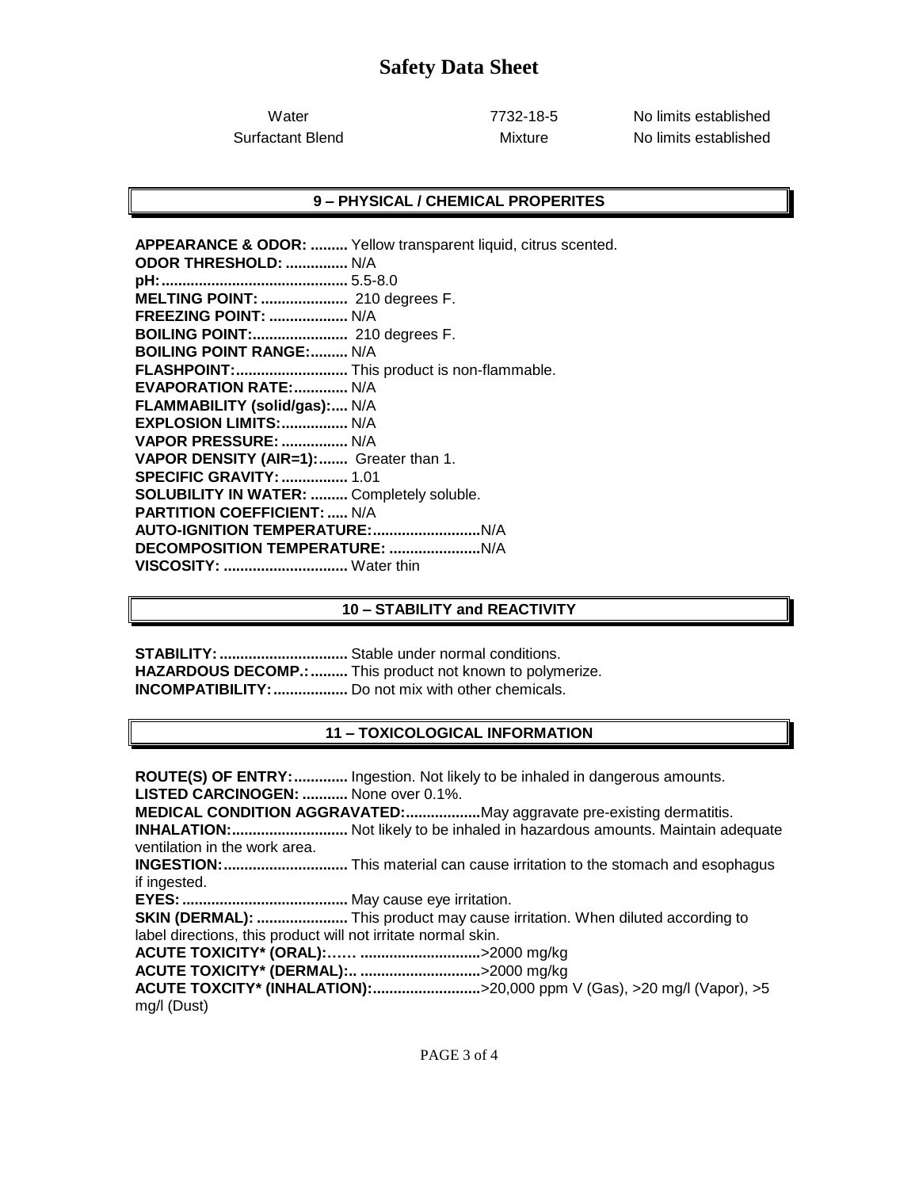# Safety Data Sheet

| Water | 7732-18-5 | No limits established |
|---|---|---|
| Surfactant Blend | Mixture | No limits established |

## 9 – PHYSICAL / CHEMICAL PROPERITES

**APPEARANCE & ODOR: .........** Yellow transparent liquid, citrus scented.
**ODOR THRESHOLD: ...............** N/A
**pH: ............................................** 5.5-8.0
**MELTING POINT: ....................** 210 degrees F.
**FREEZING POINT: ...................** N/A
**BOILING POINT: ......................** 210 degrees F.
**BOILING POINT RANGE: .........** N/A
**FLASHPOINT: ..........................** This product is non-flammable.
**EVAPORATION RATE: .............** N/A
**FLAMMABILITY (solid/gas): ....** N/A
**EXPLOSION LIMITS: ................** N/A
**VAPOR PRESSURE: ................** N/A
**VAPOR DENSITY (AIR=1): .......** Greater than 1.
**SPECIFIC GRAVITY: ................** 1.01
**SOLUBILITY IN WATER: .........** Completely soluble.
**PARTITION COEFFICIENT: .....** N/A
**AUTO-IGNITION TEMPERATURE: .........................** N/A
**DECOMPOSITION TEMPERATURE: .....................** N/A
**VISCOSITY: .............................** Water thin

## 10 – STABILITY and REACTIVITY

**STABILITY: ..............................** Stable under normal conditions.
**HAZARDOUS DECOMP.: .........** This product not known to polymerize.
**INCOMPATIBILITY: ..................** Do not mix with other chemicals.

## 11 – TOXICOLOGICAL INFORMATION

**ROUTE(S) OF ENTRY: .............** Ingestion. Not likely to be inhaled in dangerous amounts.
**LISTED CARCINOGEN: ...........** None over 0.1%.
**MEDICAL CONDITION AGGRAVATED: .................** May aggravate pre-existing dermatitis.
**INHALATION: ............................** Not likely to be inhaled in hazardous amounts. Maintain adequate ventilation in the work area.
**INGESTION: .............................** This material can cause irritation to the stomach and esophagus if ingested.
**EYES: ........................................** May cause eye irritation.
**SKIN (DERMAL): ......................** This product may cause irritation. When diluted according to label directions, this product will not irritate normal skin.
**ACUTE TOXICITY* (ORAL):…… ............................** >2000 mg/kg
**ACUTE TOXICITY* (DERMAL):.. ............................** >2000 mg/kg
**ACUTE TOXCITY* (INHALATION): .........................** >20,000 ppm V (Gas), >20 mg/l (Vapor), >5 mg/l (Dust)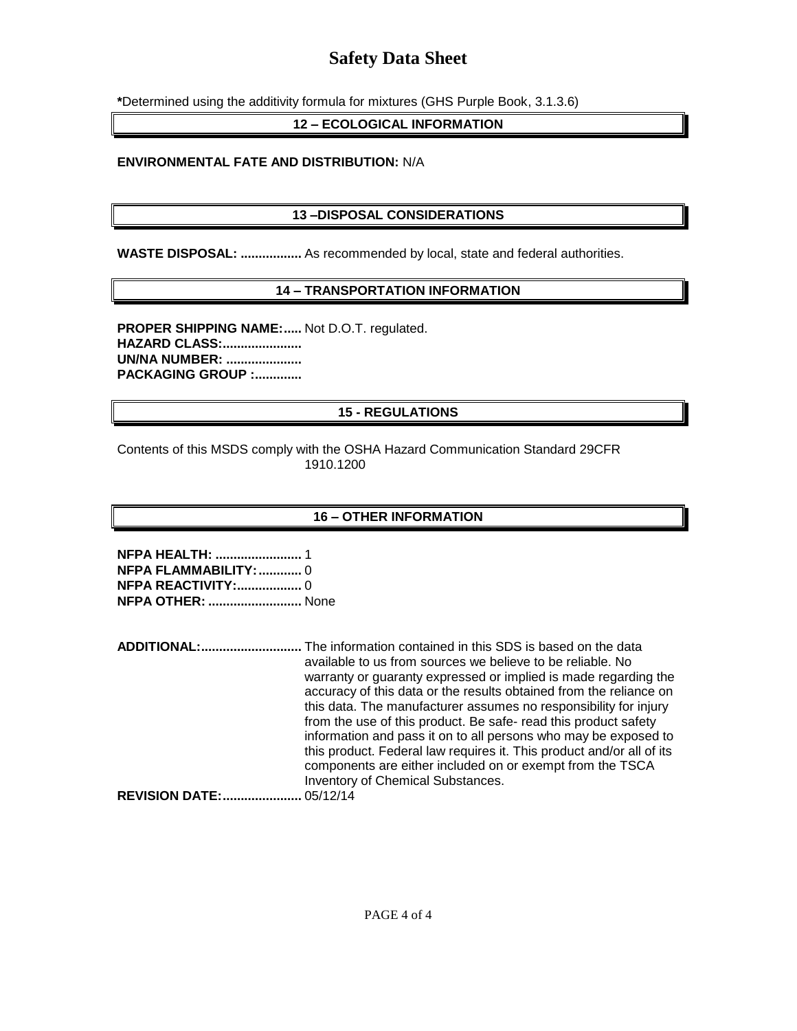**\***Determined using the additivity formula for mixtures (GHS Purple Book, 3.1.3.6)

## 12 – ECOLOGICAL INFORMATION

**ENVIRONMENTAL FATE AND DISTRIBUTION:** N/A

## 13 –DISPOSAL CONSIDERATIONS

**WASTE DISPOSAL: .................** As recommended by local, state and federal authorities.

## 14 – TRANSPORTATION INFORMATION

**PROPER SHIPPING NAME:.....** Not D.O.T. regulated.
**HAZARD CLASS:......................**
**UN/NA NUMBER: .....................**
**PACKAGING GROUP :.............**

## 15 - REGULATIONS

Contents of this MSDS comply with the OSHA Hazard Communication Standard 29CFR 1910.1200

## 16 – OTHER INFORMATION

**NFPA HEALTH: ........................** 1
**NFPA FLAMMABILITY:............** 0
**NFPA REACTIVITY:..................** 0
**NFPA OTHER: ..........................** None

**ADDITIONAL:............................** The information contained in this SDS is based on the data available to us from sources we believe to be reliable. No warranty or guaranty expressed or implied is made regarding the accuracy of this data or the results obtained from the reliance on this data. The manufacturer assumes no responsibility for injury from the use of this product. Be safe- read this product safety information and pass it on to all persons who may be exposed to this product. Federal law requires it. This product and/or all of its components are either included on or exempt from the TSCA Inventory of Chemical Substances.
**REVISION DATE:......................** 05/12/14